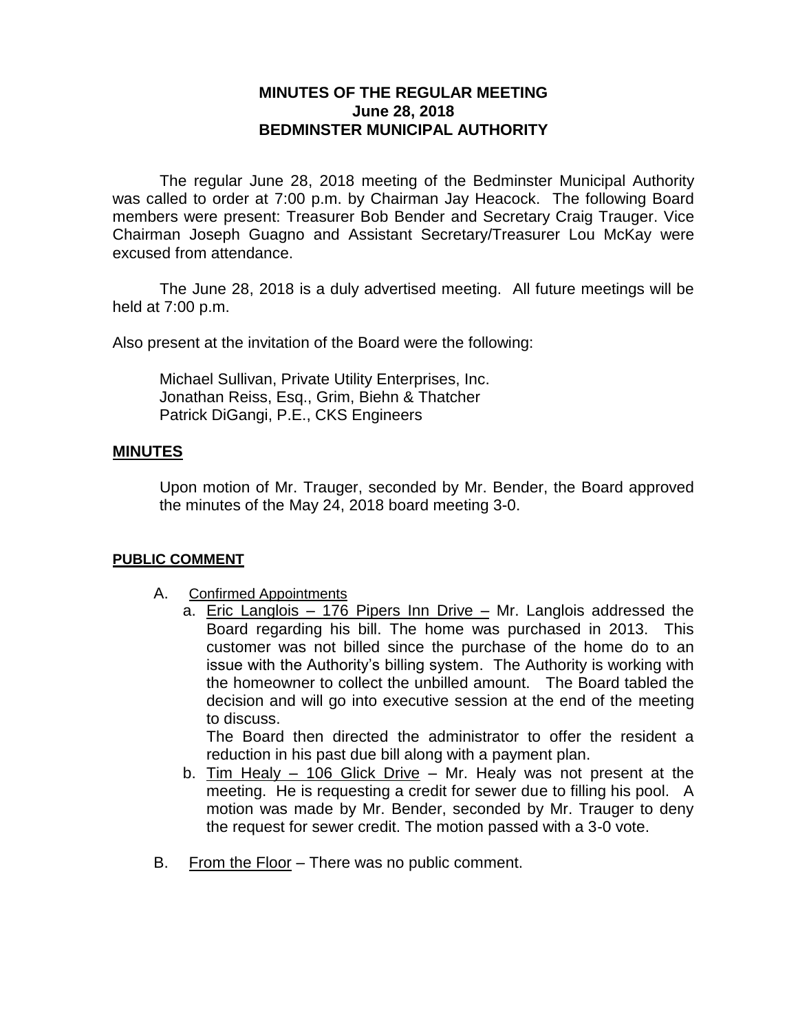# MINUTES OF THE REGULAR MEETING
## June 28, 2018
## BEDMINSTER MUNICIPAL AUTHORITY

The regular June 28, 2018 meeting of the Bedminster Municipal Authority was called to order at 7:00 p.m. by Chairman Jay Heacock. The following Board members were present: Treasurer Bob Bender and Secretary Craig Trauger. Vice Chairman Joseph Guagno and Assistant Secretary/Treasurer Lou McKay were excused from attendance.

The June 28, 2018 is a duly advertised meeting. All future meetings will be held at 7:00 p.m.

Also present at the invitation of the Board were the following:

Michael Sullivan, Private Utility Enterprises, Inc.
Jonathan Reiss, Esq., Grim, Biehn & Thatcher
Patrick DiGangi, P.E., CKS Engineers

## MINUTES

Upon motion of Mr. Trauger, seconded by Mr. Bender, the Board approved the minutes of the May 24, 2018 board meeting 3-0.

## PUBLIC COMMENT

A. Confirmed Appointments

a. Eric Langlois – 176 Pipers Inn Drive – Mr. Langlois addressed the Board regarding his bill. The home was purchased in 2013. This customer was not billed since the purchase of the home do to an issue with the Authority's billing system. The Authority is working with the homeowner to collect the unbilled amount. The Board tabled the decision and will go into executive session at the end of the meeting to discuss.

The Board then directed the administrator to offer the resident a reduction in his past due bill along with a payment plan.

b. Tim Healy – 106 Glick Drive – Mr. Healy was not present at the meeting. He is requesting a credit for sewer due to filling his pool. A motion was made by Mr. Bender, seconded by Mr. Trauger to deny the request for sewer credit. The motion passed with a 3-0 vote.

B. From the Floor – There was no public comment.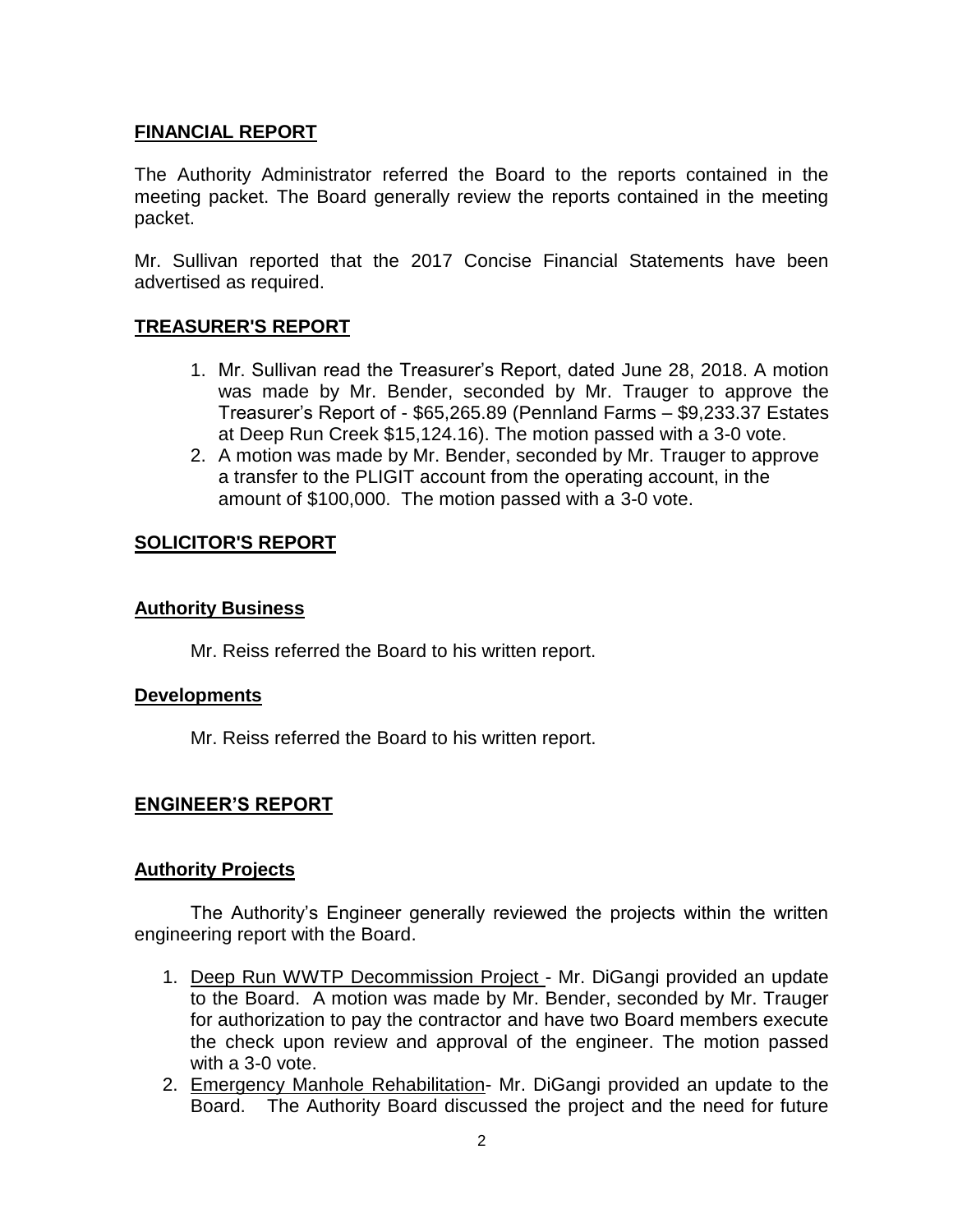## FINANCIAL REPORT

The Authority Administrator referred the Board to the reports contained in the meeting packet. The Board generally review the reports contained in the meeting packet.

Mr. Sullivan reported that the 2017 Concise Financial Statements have been advertised as required.

## TREASURER'S REPORT

1. Mr. Sullivan read the Treasurer's Report, dated June 28, 2018. A motion was made by Mr. Bender, seconded by Mr. Trauger to approve the Treasurer's Report of - $65,265.89 (Pennland Farms – $9,233.37 Estates at Deep Run Creek $15,124.16). The motion passed with a 3-0 vote.
2. A motion was made by Mr. Bender, seconded by Mr. Trauger to approve a transfer to the PLIGIT account from the operating account, in the amount of $100,000. The motion passed with a 3-0 vote.

## SOLICITOR'S REPORT

### Authority Business

Mr. Reiss referred the Board to his written report.

### Developments

Mr. Reiss referred the Board to his written report.

## ENGINEER'S REPORT

### Authority Projects

The Authority's Engineer generally reviewed the projects within the written engineering report with the Board.

1. Deep Run WWTP Decommission Project - Mr. DiGangi provided an update to the Board. A motion was made by Mr. Bender, seconded by Mr. Trauger for authorization to pay the contractor and have two Board members execute the check upon review and approval of the engineer. The motion passed with a 3-0 vote.
2. Emergency Manhole Rehabilitation- Mr. DiGangi provided an update to the Board. The Authority Board discussed the project and the need for future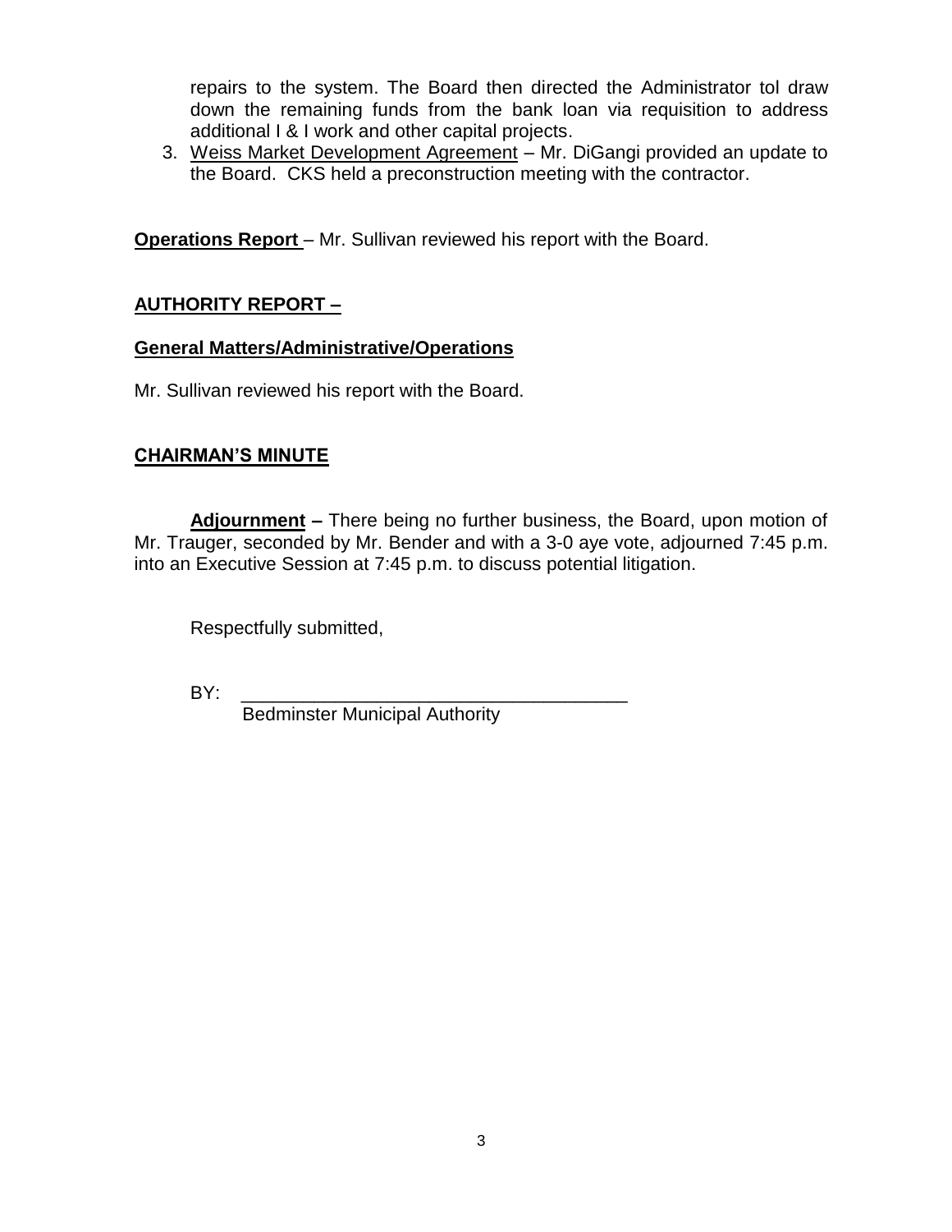repairs to the system. The Board then directed the Administrator tol draw down the remaining funds from the bank loan via requisition to address additional I & I work and other capital projects.

3. Weiss Market Development Agreement – Mr. DiGangi provided an update to the Board. CKS held a preconstruction meeting with the contractor.

**Operations Report** – Mr. Sullivan reviewed his report with the Board.

## AUTHORITY REPORT –

### General Matters/Administrative/Operations

Mr. Sullivan reviewed his report with the Board.

## CHAIRMAN'S MINUTE

**Adjournment –** There being no further business, the Board, upon motion of Mr. Trauger, seconded by Mr. Bender and with a 3-0 aye vote, adjourned 7:45 p.m. into an Executive Session at 7:45 p.m. to discuss potential litigation.

Respectfully submitted,

BY: ______________________________________
Bedminster Municipal Authority